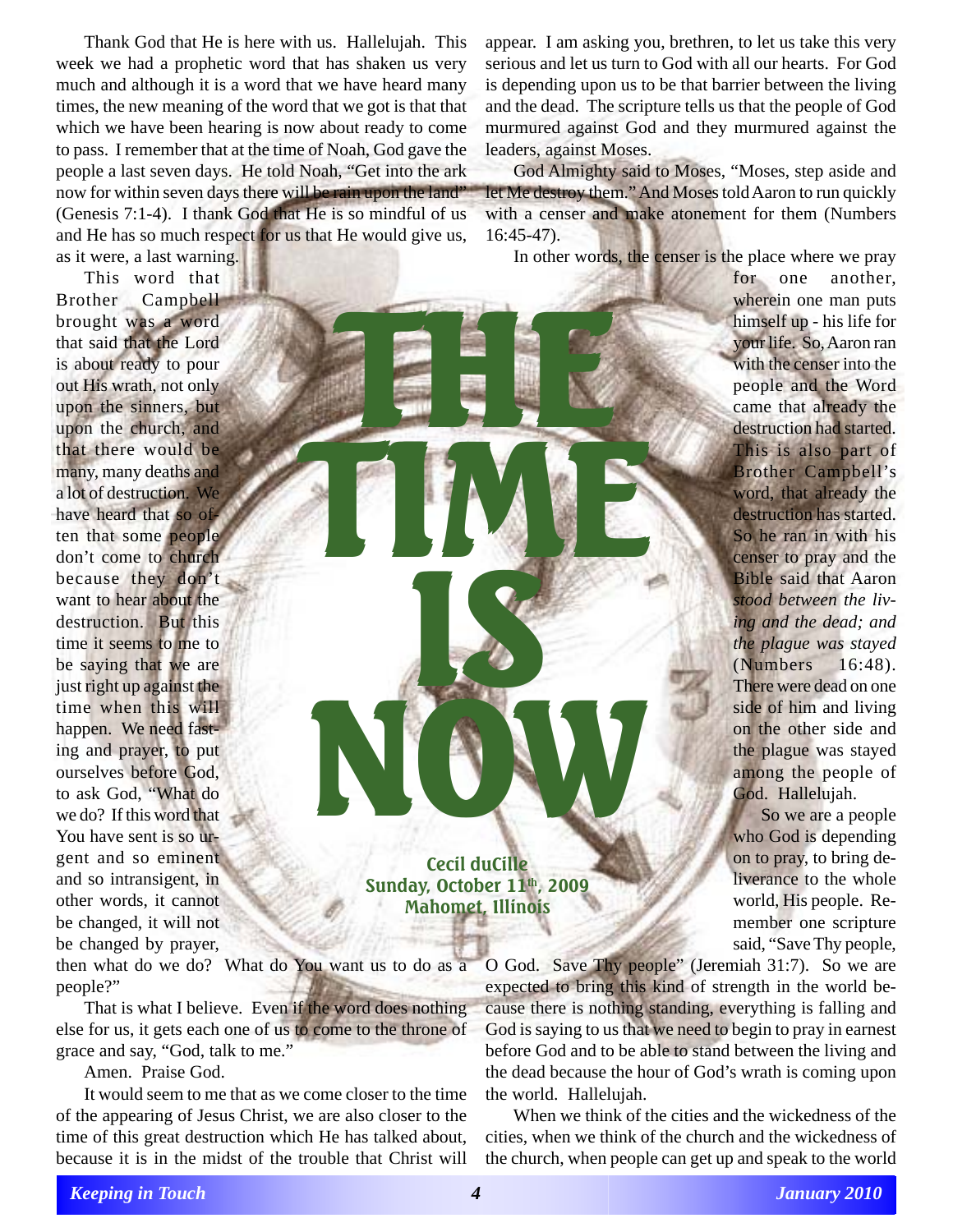# THE TIME IS NOW

Cecil duCille
Sunday, October 11th, 2009
Mahomet, Illinois

Thank God that He is here with us. Hallelujah. This week we had a prophetic word that has shaken us very much and although it is a word that we have heard many times, the new meaning of the word that we got is that that which we have been hearing is now about ready to come to pass. I remember that at the time of Noah, God gave the people a last seven days. He told Noah, "Get into the ark now for within seven days there will be rain upon the land" (Genesis 7:1-4). I thank God that He is so mindful of us and He has so much respect for us that He would give us, as it were, a last warning.

This word that Brother Campbell brought was a word that said that the Lord is about ready to pour out His wrath, not only upon the sinners, but upon the church, and that there would be many, many deaths and a lot of destruction. We have heard that so often that some people don't come to church because they don't want to hear about the destruction. But this time it seems to me to be saying that we are just right up against the time when this will happen. We need fasting and prayer, to put ourselves before God, to ask God, "What do we do? If this word that You have sent is so urgent and so eminent and so intransigent, in other words, it cannot be changed, it will not be changed by prayer, then what do we do? What do You want us to do as a people?"

That is what I believe. Even if the word does nothing else for us, it gets each one of us to come to the throne of grace and say, "God, talk to me."

Amen. Praise God.

It would seem to me that as we come closer to the time of the appearing of Jesus Christ, we are also closer to the time of this great destruction which He has talked about, because it is in the midst of the trouble that Christ will appear. I am asking you, brethren, to let us take this very serious and let us turn to God with all our hearts. For God is depending upon us to be that barrier between the living and the dead. The scripture tells us that the people of God murmured against God and they murmured against the leaders, against Moses.

God Almighty said to Moses, "Moses, step aside and let Me destroy them." And Moses told Aaron to run quickly with a censer and make atonement for them (Numbers 16:45-47).

In other words, the censer is the place where we pray for one another, wherein one man puts himself up - his life for your life. So, Aaron ran with the censer into the people and the Word came that already the destruction had started. This is also part of Brother Campbell's word, that already the destruction has started. So he ran in with his censer to pray and the Bible said that Aaron *stood between the living and the dead; and the plague was stayed* (Numbers 16:48). There were dead on one side of him and living on the other side and the plague was stayed among the people of God. Hallelujah.

So we are a people who God is depending on to pray, to bring deliverance to the whole world, His people. Remember one scripture said, "Save Thy people, O God. Save Thy people" (Jeremiah 31:7). So we are expected to bring this kind of strength in the world because there is nothing standing, everything is falling and God is saying to us that we need to begin to pray in earnest before God and to be able to stand between the living and the dead because the hour of God's wrath is coming upon the world. Hallelujah.

When we think of the cities and the wickedness of the cities, when we think of the church and the wickedness of the church, when people can get up and speak to the world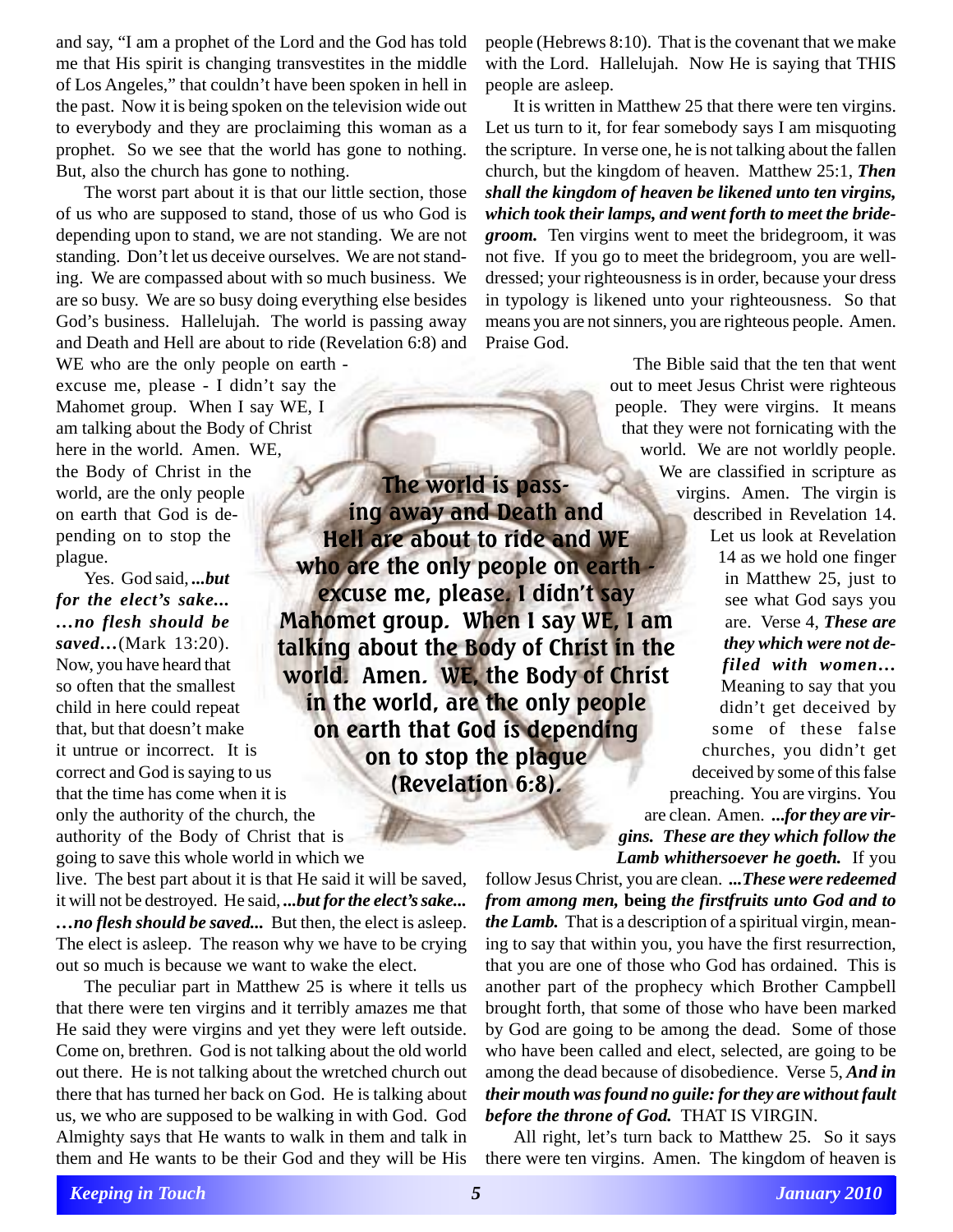and say, "I am a prophet of the Lord and the God has told me that His spirit is changing transvestites in the middle of Los Angeles," that couldn't have been spoken in hell in the past. Now it is being spoken on the television wide out to everybody and they are proclaiming this woman as a prophet. So we see that the world has gone to nothing. But, also the church has gone to nothing.

The worst part about it is that our little section, those of us who are supposed to stand, those of us who God is depending upon to stand, we are not standing. We are not standing. Don't let us deceive ourselves. We are not standing. We are compassed about with so much business. We are so busy. We are so busy doing everything else besides God's business. Hallelujah. The world is passing away and Death and Hell are about to ride (Revelation 6:8) and WE who are the only people on earth - excuse me, please - I didn't say the Mahomet group. When I say WE, I am talking about the Body of Christ here in the world. Amen. WE, the Body of Christ in the world, are the only people on earth that God is depending on to stop the plague.

Yes. God said, ***...but for the elect's sake... ...no flesh should be saved...***(Mark 13:20). Now, you have heard that so often that the smallest child in here could repeat that, but that doesn't make it untrue or incorrect. It is correct and God is saying to us that the time has come when it is only the authority of the church, the authority of the Body of Christ that is going to save this whole world in which we live. The best part about it is that He said it will be saved, it will not be destroyed. He said, ***...but for the elect's sake... ...no flesh should be saved...*** But then, the elect is asleep. The elect is asleep. The reason why we have to be crying out so much is because we want to wake the elect.

The peculiar part in Matthew 25 is where it tells us that there were ten virgins and it terribly amazes me that He said they were virgins and yet they were left outside. Come on, brethren. God is not talking about the old world out there. He is not talking about the wretched church out there that has turned her back on God. He is talking about us, we who are supposed to be walking in with God. God Almighty says that He wants to walk in them and talk in them and He wants to be their God and they will be His people (Hebrews 8:10). That is the covenant that we make with the Lord. Hallelujah. Now He is saying that THIS people are asleep.

It is written in Matthew 25 that there were ten virgins. Let us turn to it, for fear somebody says I am misquoting the scripture. In verse one, he is not talking about the fallen church, but the kingdom of heaven. Matthew 25:1, ***Then shall the kingdom of heaven be likened unto ten virgins, which took their lamps, and went forth to meet the bridegroom.*** Ten virgins went to meet the bridegroom, it was not five. If you go to meet the bridegroom, you are well-dressed; your righteousness is in order, because your dress in typology is likened unto your righteousness. So that means you are not sinners, you are righteous people. Amen. Praise God.

The Bible said that the ten that went out to meet Jesus Christ were righteous people. They were virgins. It means that they were not fornicating with the world. We are not worldly people. We are classified in scripture as virgins. Amen. The virgin is described in Revelation 14. Let us look at Revelation 14 as we hold one finger in Matthew 25, just to see what God says you are. Verse 4, ***These are they which were not defiled with women...*** Meaning to say that you didn't get deceived by some of these false churches, you didn't get deceived by some of this false preaching. You are virgins. You are clean. Amen. ***...for they are virgins. These are they which follow the Lamb whithersoever he goeth.*** If you follow Jesus Christ, you are clean. ***...These were redeemed from among men,* being *the firstfruits unto God and to the Lamb.*** That is a description of a spiritual virgin, meaning to say that within you, you have the first resurrection, that you are one of those who God has ordained. This is another part of the prophecy which Brother Campbell brought forth, that some of those who have been marked by God are going to be among the dead. Some of those who have been called and elect, selected, are going to be among the dead because of disobedience. Verse 5, ***And in their mouth was found no guile: for they are without fault before the throne of God.*** THAT IS VIRGIN.

All right, let's turn back to Matthew 25. So it says there were ten virgins. Amen. The kingdom of heaven is

**The world is passing away and Death and Hell are about to ride and WE who are the only people on earth - excuse me, please. I didn't say Mahomet group. When I say WE, I am talking about the Body of Christ in the world. Amen. WE, the Body of Christ in the world, are the only people on earth that God is depending on to stop the plague (Revelation 6:8).**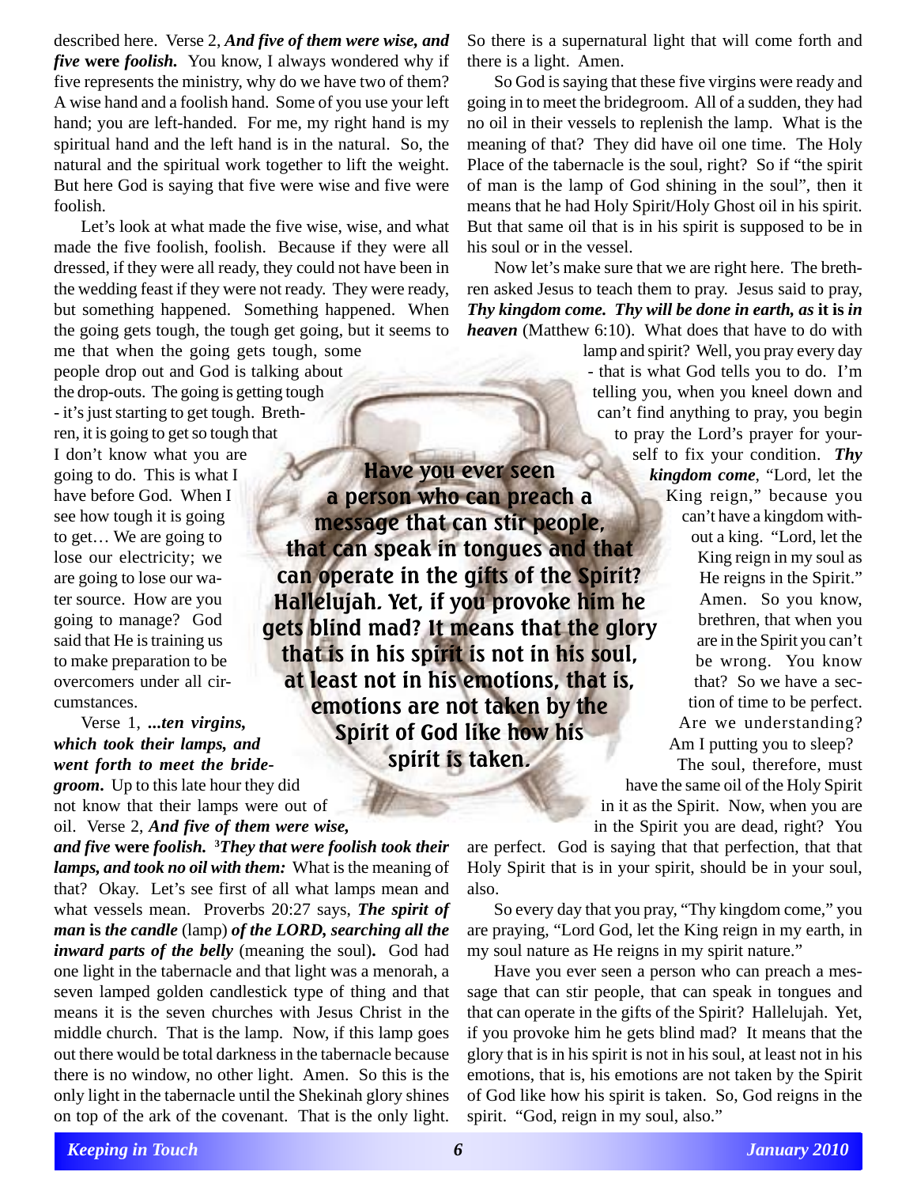described here. Verse 2, ***And five of them were wise, and five* were *foolish.*** You know, I always wondered why if five represents the ministry, why do we have two of them? A wise hand and a foolish hand. Some of you use your left hand; you are left-handed. For me, my right hand is my spiritual hand and the left hand is in the natural. So, the natural and the spiritual work together to lift the weight. But here God is saying that five were wise and five were foolish.

Let's look at what made the five wise, wise, and what made the five foolish, foolish. Because if they were all dressed, if they were all ready, they could not have been in the wedding feast if they were not ready. They were ready, but something happened. Something happened. When the going gets tough, the tough get going, but it seems to me that when the going gets tough, some people drop out and God is talking about the drop-outs. The going is getting tough - it's just starting to get tough. Brethren, it is going to get so tough that I don't know what you are going to do. This is what I have before God. When I see how tough it is going to get… We are going to lose our electricity; we are going to lose our water source. How are you going to manage? God said that He is training us to make preparation to be overcomers under all circumstances.

Verse 1, ***...ten virgins, which took their lamps, and went forth to meet the bridegroom.*** Up to this late hour they did not know that their lamps were out of oil. Verse 2, ***And five of them were wise, and five* were *foolish.*** [3]***They that were foolish took their lamps, and took no oil with them:*** What is the meaning of that? Okay. Let's see first of all what lamps mean and what vessels mean. Proverbs 20:27 says, ***The spirit of man* is *the candle*** (lamp) ***of the LORD, searching all the inward parts of the belly*** (meaning the soul)**.** God had one light in the tabernacle and that light was a menorah, a seven lamped golden candlestick type of thing and that means it is the seven churches with Jesus Christ in the middle church. That is the lamp. Now, if this lamp goes out there would be total darkness in the tabernacle because there is no window, no other light. Amen. So this is the only light in the tabernacle until the Shekinah glory shines on top of the ark of the covenant. That is the only light. So there is a supernatural light that will come forth and there is a light. Amen.

So God is saying that these five virgins were ready and going in to meet the bridegroom. All of a sudden, they had no oil in their vessels to replenish the lamp. What is the meaning of that? They did have oil one time. The Holy Place of the tabernacle is the soul, right? So if "the spirit of man is the lamp of God shining in the soul", then it means that he had Holy Spirit/Holy Ghost oil in his spirit. But that same oil that is in his spirit is supposed to be in his soul or in the vessel.

Now let's make sure that we are right here. The brethren asked Jesus to teach them to pray. Jesus said to pray, ***Thy kingdom come. Thy will be done in earth, as* it is *in heaven*** (Matthew 6:10). What does that have to do with lamp and spirit? Well, you pray every day - that is what God tells you to do. I'm telling you, when you kneel down and can't find anything to pray, you begin to pray the Lord's prayer for yourself to fix your condition. ***Thy kingdom come***, "Lord, let the King reign," because you can't have a kingdom without a king. "Lord, let the King reign in my soul as He reigns in the Spirit." Amen. So you know, brethren, that when you are in the Spirit you can't be wrong. You know that? So we have a section of time to be perfect. Are we understanding? Am I putting you to sleep?

The soul, therefore, must have the same oil of the Holy Spirit in it as the Spirit. Now, when you are in the Spirit you are dead, right? You are perfect. God is saying that that perfection, that that Holy Spirit that is in your spirit, should be in your soul, also.

So every day that you pray, "Thy kingdom come," you are praying, "Lord God, let the King reign in my earth, in my soul nature as He reigns in my spirit nature."

Have you ever seen a person who can preach a message that can stir people, that can speak in tongues and that can operate in the gifts of the Spirit? Hallelujah. Yet, if you provoke him he gets blind mad? It means that the glory that is in his spirit is not in his soul, at least not in his emotions, that is, his emotions are not taken by the Spirit of God like how his spirit is taken. So, God reigns in the spirit. "God, reign in my soul, also."

> **Have you ever seen a person who can preach a message that can stir people, that can speak in tongues and that can operate in the gifts of the Spirit? Hallelujah. Yet, if you provoke him he gets blind mad? It means that the glory that is in his spirit is not in his soul, at least not in his emotions, that is, emotions are not taken by the Spirit of God like how his spirit is taken.**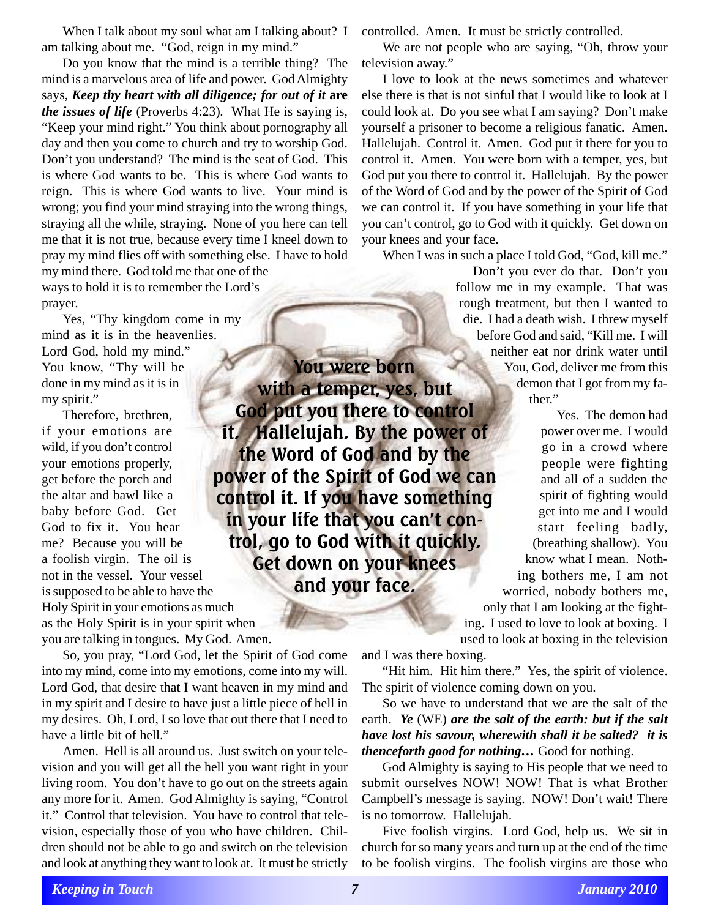When I talk about my soul what am I talking about? I am talking about me. "God, reign in my mind."

Do you know that the mind is a terrible thing? The mind is a marvelous area of life and power. God Almighty says, ***Keep thy heart with all diligence; for out of it* are *the issues of life*** (Proverbs 4:23). What He is saying is, "Keep your mind right." You think about pornography all day and then you come to church and try to worship God. Don't you understand? The mind is the seat of God. This is where God wants to be. This is where God wants to reign. This is where God wants to live. Your mind is wrong; you find your mind straying into the wrong things, straying all the while, straying. None of you here can tell me that it is not true, because every time I kneel down to pray my mind flies off with something else. I have to hold my mind there. God told me that one of the ways to hold it is to remember the Lord's prayer.

Yes, "Thy kingdom come in my mind as it is in the heavenlies. Lord God, hold my mind." You know, "Thy will be done in my mind as it is in my spirit."

Therefore, brethren, if your emotions are wild, if you don't control your emotions properly, get before the porch and the altar and bawl like a baby before God. Get God to fix it. You hear me? Because you will be a foolish virgin. The oil is not in the vessel. Your vessel is supposed to be able to have the Holy Spirit in your emotions as much as the Holy Spirit is in your spirit when you are talking in tongues. My God. Amen.

So, you pray, "Lord God, let the Spirit of God come into my mind, come into my emotions, come into my will. Lord God, that desire that I want heaven in my mind and in my spirit and I desire to have just a little piece of hell in my desires. Oh, Lord, I so love that out there that I need to have a little bit of hell."

Amen. Hell is all around us. Just switch on your television and you will get all the hell you want right in your living room. You don't have to go out on the streets again any more for it. Amen. God Almighty is saying, "Control it." Control that television. You have to control that television, especially those of you who have children. Children should not be able to go and switch on the television and look at anything they want to look at. It must be strictly controlled. Amen. It must be strictly controlled.

We are not people who are saying, "Oh, throw your television away."

I love to look at the news sometimes and whatever else there is that is not sinful that I would like to look at I could look at. Do you see what I am saying? Don't make yourself a prisoner to become a religious fanatic. Amen. Hallelujah. Control it. Amen. God put it there for you to control it. Amen. You were born with a temper, yes, but God put you there to control it. Hallelujah. By the power of the Word of God and by the power of the Spirit of God we can control it. If you have something in your life that you can't control, go to God with it quickly. Get down on your knees and your face.

**You were born with a temper, yes, but God put you there to control it. Hallelujah. By the power of the Word of God and by the power of the Spirit of God we can control it. If you have something in your life that you can't control, go to God with it quickly. Get down on your knees and your face.**

When I was in such a place I told God, "God, kill me." Don't you ever do that. Don't you follow me in my example. That was rough treatment, but then I wanted to die. I had a death wish. I threw myself before God and said, "Kill me. I will neither eat nor drink water until You, God, deliver me from this demon that I got from my father."

Yes. The demon had power over me. I would go in a crowd where people were fighting and all of a sudden the spirit of fighting would get into me and I would start feeling badly, (breathing shallow). You know what I mean. Nothing bothers me, I am not worried, nobody bothers me, only that I am looking at the fighting. I used to love to look at boxing. I used to look at boxing in the television and I was there boxing.

"Hit him. Hit him there." Yes, the spirit of violence. The spirit of violence coming down on you.

So we have to understand that we are the salt of the earth. ***Ye*** (WE) ***are the salt of the earth: but if the salt have lost his savour, wherewith shall it be salted? it is thenceforth good for nothing…*** Good for nothing.

God Almighty is saying to His people that we need to submit ourselves NOW! NOW! That is what Brother Campbell's message is saying. NOW! Don't wait! There is no tomorrow. Hallelujah.

Five foolish virgins. Lord God, help us. We sit in church for so many years and turn up at the end of the time to be foolish virgins. The foolish virgins are those who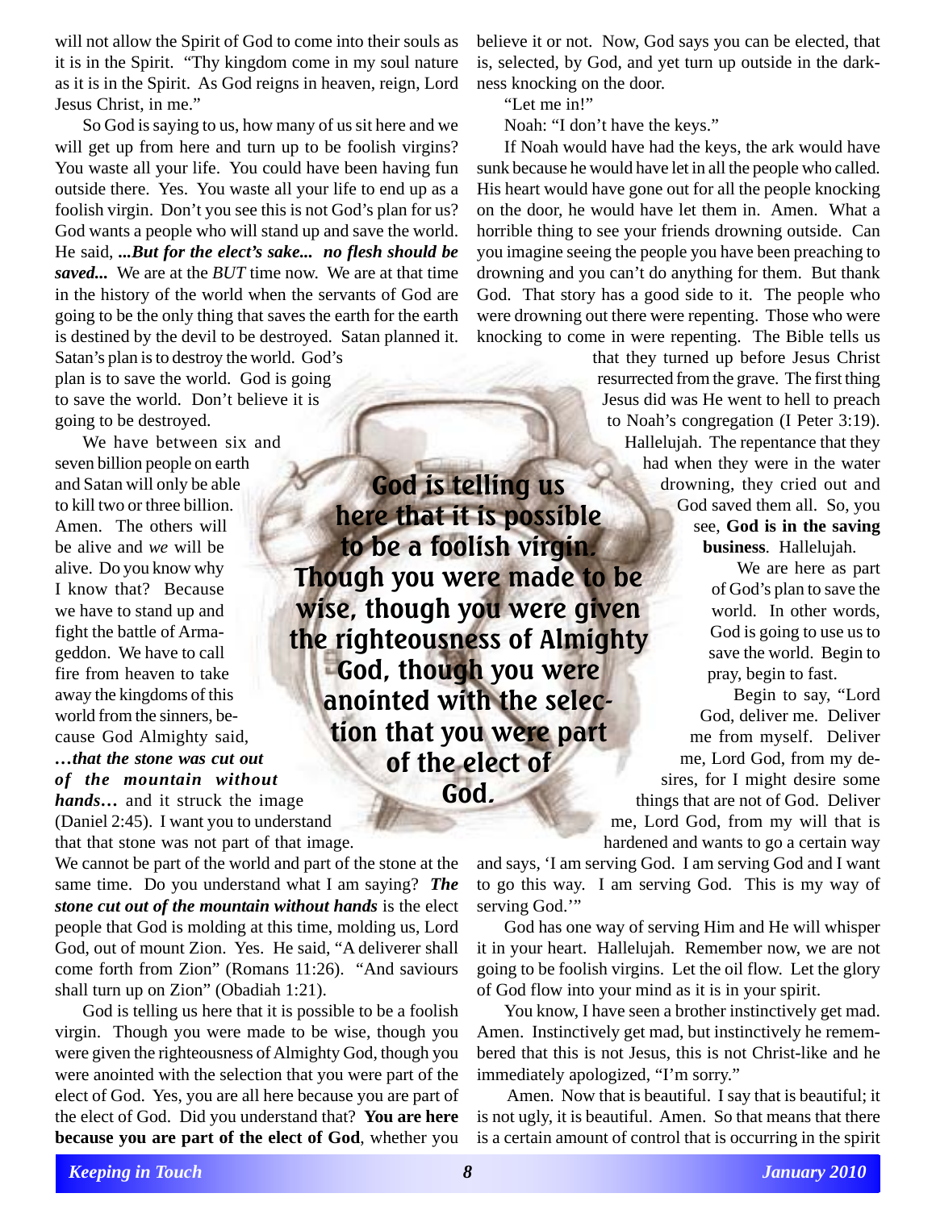will not allow the Spirit of God to come into their souls as it is in the Spirit. "Thy kingdom come in my soul nature as it is in the Spirit. As God reigns in heaven, reign, Lord Jesus Christ, in me."

So God is saying to us, how many of us sit here and we will get up from here and turn up to be foolish virgins? You waste all your life. You could have been having fun outside there. Yes. You waste all your life to end up as a foolish virgin. Don't you see this is not God's plan for us? God wants a people who will stand up and save the world. He said, ***...But for the elect's sake... no flesh should be saved...*** We are at the *BUT* time now. We are at that time in the history of the world when the servants of God are going to be the only thing that saves the earth for the earth is destined by the devil to be destroyed. Satan planned it. Satan's plan is to destroy the world. God's plan is to save the world. God is going to save the world. Don't believe it is going to be destroyed.

We have between six and seven billion people on earth and Satan will only be able to kill two or three billion. Amen. The others will be alive and *we* will be alive. Do you know why I know that? Because we have to stand up and fight the battle of Armageddon. We have to call fire from heaven to take away the kingdoms of this world from the sinners, because God Almighty said, ***...that the stone was cut out of the mountain without hands...*** and it struck the image (Daniel 2:45). I want you to understand that that stone was not part of that image. We cannot be part of the world and part of the stone at the same time. Do you understand what I am saying? ***The stone cut out of the mountain without hands*** is the elect people that God is molding at this time, molding us, Lord God, out of mount Zion. Yes. He said, "A deliverer shall come forth from Zion" (Romans 11:26). "And saviours shall turn up on Zion" (Obadiah 1:21).

God is telling us here that it is possible to be a foolish virgin. Though you were made to be wise, though you were given the righteousness of Almighty God, though you were anointed with the selection that you were part of the elect of God. Yes, you are all here because you are part of the elect of God. Did you understand that? **You are here because you are part of the elect of God**, whether you believe it or not. Now, God says you can be elected, that is, selected, by God, and yet turn up outside in the darkness knocking on the door.

"Let me in!"

Noah: "I don't have the keys."

If Noah would have had the keys, the ark would have sunk because he would have let in all the people who called. His heart would have gone out for all the people knocking on the door, he would have let them in. Amen. What a horrible thing to see your friends drowning outside. Can you imagine seeing the people you have been preaching to drowning and you can't do anything for them. But thank God. That story has a good side to it. The people who were drowning out there were repenting. Those who were knocking to come in were repenting. The Bible tells us that they turned up before Jesus Christ resurrected from the grave. The first thing Jesus did was He went to hell to preach to Noah's congregation (I Peter 3:19). Hallelujah. The repentance that they had when they were in the water drowning, they cried out and God saved them all. So, you see, **God is in the saving business**. Hallelujah.

> **God is telling us here that it is possible to be a foolish virgin. Though you were made to be wise, though you were given the righteousness of Almighty God, though you were anointed with the selection that you were part of the elect of God.**

We are here as part of God's plan to save the world. In other words, God is going to use us to save the world. Begin to pray, begin to fast.

Begin to say, "Lord God, deliver me. Deliver me from myself. Deliver me, Lord God, from my desires, for I might desire some things that are not of God. Deliver me, Lord God, from my will that is hardened and wants to go a certain way and says, 'I am serving God. I am serving God and I want to go this way. I am serving God. This is my way of serving God.'"

God has one way of serving Him and He will whisper it in your heart. Hallelujah. Remember now, we are not going to be foolish virgins. Let the oil flow. Let the glory of God flow into your mind as it is in your spirit.

You know, I have seen a brother instinctively get mad. Amen. Instinctively get mad, but instinctively he remembered that this is not Jesus, this is not Christ-like and he immediately apologized, "I'm sorry."

Amen. Now that is beautiful. I say that is beautiful; it is not ugly, it is beautiful. Amen. So that means that there is a certain amount of control that is occurring in the spirit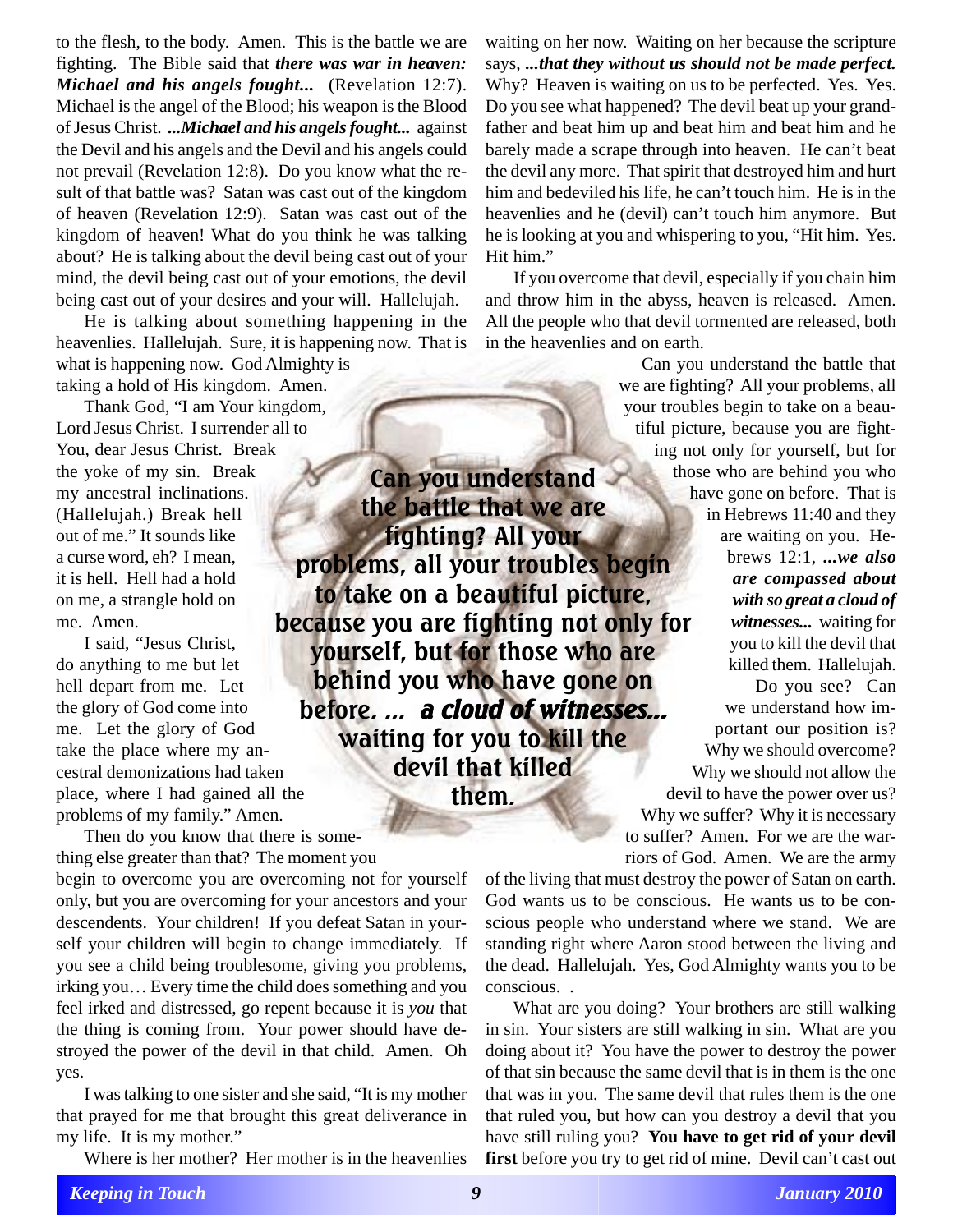to the flesh, to the body. Amen. This is the battle we are fighting. The Bible said that ***there was war in heaven: Michael and his angels fought...*** (Revelation 12:7). Michael is the angel of the Blood; his weapon is the Blood of Jesus Christ. ***...Michael and his angels fought...*** against the Devil and his angels and the Devil and his angels could not prevail (Revelation 12:8). Do you know what the result of that battle was? Satan was cast out of the kingdom of heaven (Revelation 12:9). Satan was cast out of the kingdom of heaven! What do you think he was talking about? He is talking about the devil being cast out of your mind, the devil being cast out of your emotions, the devil being cast out of your desires and your will. Hallelujah.

He is talking about something happening in the heavenlies. Hallelujah. Sure, it is happening now. That is what is happening now. God Almighty is taking a hold of His kingdom. Amen.

Thank God, "I am Your kingdom, Lord Jesus Christ. I surrender all to You, dear Jesus Christ. Break the yoke of my sin. Break my ancestral inclinations. (Hallelujah.) Break hell out of me." It sounds like a curse word, eh? I mean, it is hell. Hell had a hold on me, a strangle hold on me. Amen.

I said, "Jesus Christ, do anything to me but let hell depart from me. Let the glory of God come into me. Let the glory of God take the place where my ancestral demonizations had taken place, where I had gained all the problems of my family." Amen.

Then do you know that there is something else greater than that? The moment you begin to overcome you are overcoming not for yourself only, but you are overcoming for your ancestors and your descendents. Your children! If you defeat Satan in yourself your children will begin to change immediately. If you see a child being troublesome, giving you problems, irking you… Every time the child does something and you feel irked and distressed, go repent because it is *you* that the thing is coming from. Your power should have destroyed the power of the devil in that child. Amen. Oh yes.

I was talking to one sister and she said, "It is my mother that prayed for me that brought this great deliverance in my life. It is my mother."

Where is her mother? Her mother is in the heavenlies waiting on her now. Waiting on her because the scripture says, ***...that they without us should not be made perfect.*** Why? Heaven is waiting on us to be perfected. Yes. Yes. Do you see what happened? The devil beat up your grandfather and beat him up and beat him and beat him and he barely made a scrape through into heaven. He can't beat the devil any more. That spirit that destroyed him and hurt him and bedeviled his life, he can't touch him. He is in the heavenlies and he (devil) can't touch him anymore. But he is looking at you and whispering to you, "Hit him. Yes. Hit him."

If you overcome that devil, especially if you chain him and throw him in the abyss, heaven is released. Amen. All the people who that devil tormented are released, both in the heavenlies and on earth.

Can you understand the battle that we are fighting? All your problems, all your troubles begin to take on a beautiful picture, because you are fighting not only for yourself, but for those who are behind you who have gone on before. That is in Hebrews 11:40 and they are waiting on you. Hebrews 12:1, ***...we also are compassed about with so great a cloud of witnesses...*** waiting for you to kill the devil that killed them. Hallelujah.

**Can you understand the battle that we are fighting? All your problems, all your troubles begin to take on a beautiful picture, because you are fighting not only for yourself, but for those who are behind you who have gone on before. ... *a cloud of witnesses...* waiting for you to kill the devil that killed them.**

Do you see? Can we understand how important our position is? Why we should overcome? Why we should not allow the devil to have the power over us? Why we suffer? Why it is necessary to suffer? Amen. For we are the warriors of God. Amen. We are the army of the living that must destroy the power of Satan on earth. God wants us to be conscious. He wants us to be conscious people who understand where we stand. We are standing right where Aaron stood between the living and the dead. Hallelujah. Yes, God Almighty wants you to be conscious. .

What are you doing? Your brothers are still walking in sin. Your sisters are still walking in sin. What are you doing about it? You have the power to destroy the power of that sin because the same devil that is in them is the one that was in you. The same devil that rules them is the one that ruled you, but how can you destroy a devil that you have still ruling you? **You have to get rid of your devil first** before you try to get rid of mine. Devil can't cast out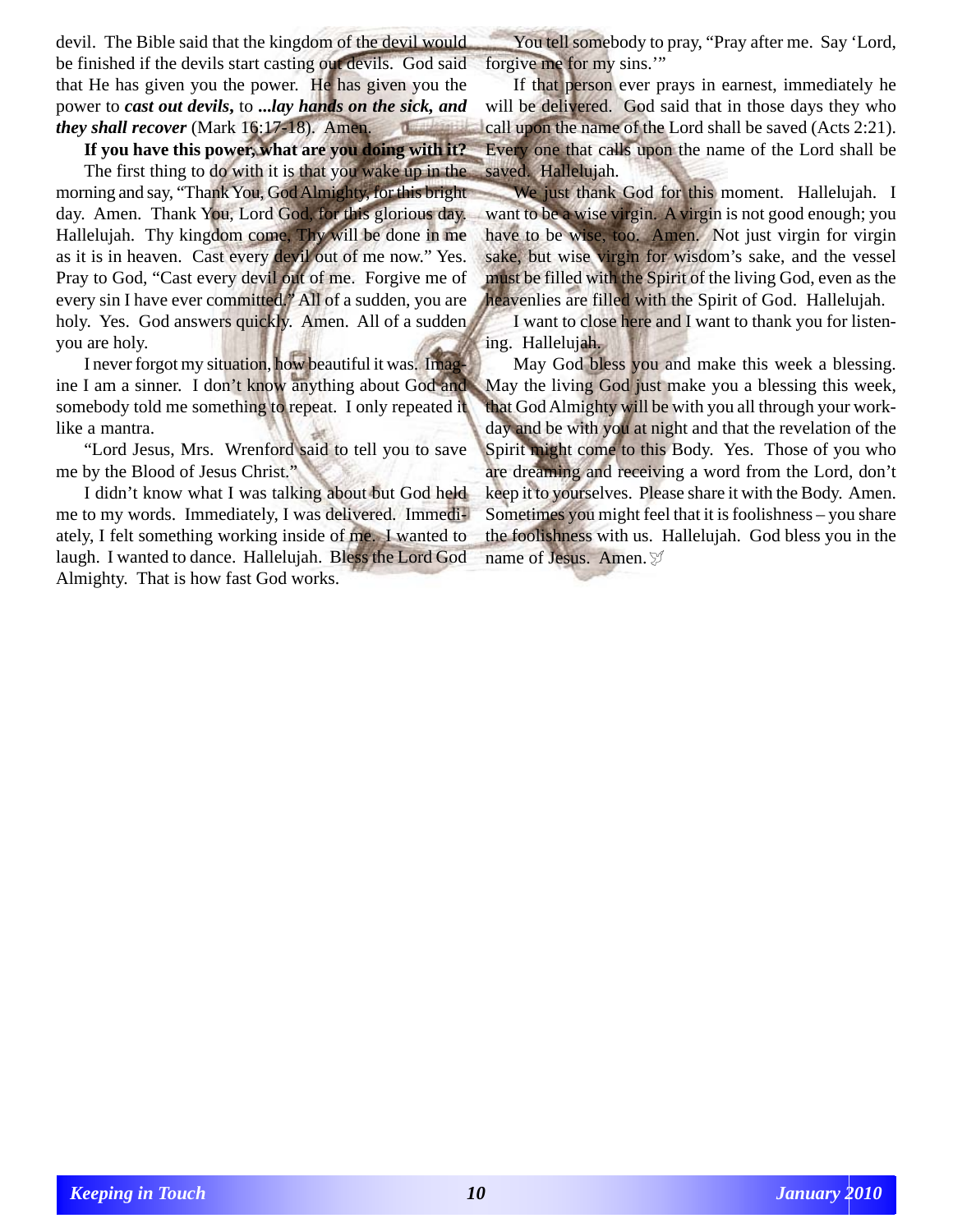devil. The Bible said that the kingdom of the devil would be finished if the devils start casting out devils. God said that He has given you the power. He has given you the power to ***cast out devils,*** to ***...lay hands on the sick, and they shall recover*** (Mark 16:17-18). Amen.

**If you have this power, what are you doing with it?**

The first thing to do with it is that you wake up in the morning and say, "Thank You, God Almighty, for this bright day. Amen. Thank You, Lord God, for this glorious day. Hallelujah. Thy kingdom come, Thy will be done in me as it is in heaven. Cast every devil out of me now." Yes. Pray to God, "Cast every devil out of me. Forgive me of every sin I have ever committed." All of a sudden, you are holy. Yes. God answers quickly. Amen. All of a sudden you are holy.

I never forgot my situation, how beautiful it was. Imagine I am a sinner. I don't know anything about God and somebody told me something to repeat. I only repeated it like a mantra.

"Lord Jesus, Mrs. Wrenford said to tell you to save me by the Blood of Jesus Christ."

I didn't know what I was talking about but God held me to my words. Immediately, I was delivered. Immediately, I felt something working inside of me. I wanted to laugh. I wanted to dance. Hallelujah. Bless the Lord God Almighty. That is how fast God works.

You tell somebody to pray, "Pray after me. Say 'Lord, forgive me for my sins.'"

If that person ever prays in earnest, immediately he will be delivered. God said that in those days they who call upon the name of the Lord shall be saved (Acts 2:21). Every one that calls upon the name of the Lord shall be saved. Hallelujah.

We just thank God for this moment. Hallelujah. I want to be a wise virgin. A virgin is not good enough; you have to be wise, too. Amen. Not just virgin for virgin sake, but wise virgin for wisdom's sake, and the vessel must be filled with the Spirit of the living God, even as the heavenlies are filled with the Spirit of God. Hallelujah.

I want to close here and I want to thank you for listening. Hallelujah.

May God bless you and make this week a blessing. May the living God just make you a blessing this week, that God Almighty will be with you all through your workday and be with you at night and that the revelation of the Spirit might come to this Body. Yes. Those of you who are dreaming and receiving a word from the Lord, don't keep it to yourselves. Please share it with the Body. Amen. Sometimes you might feel that it is foolishness – you share the foolishness with us. Hallelujah. God bless you in the name of Jesus. Amen.